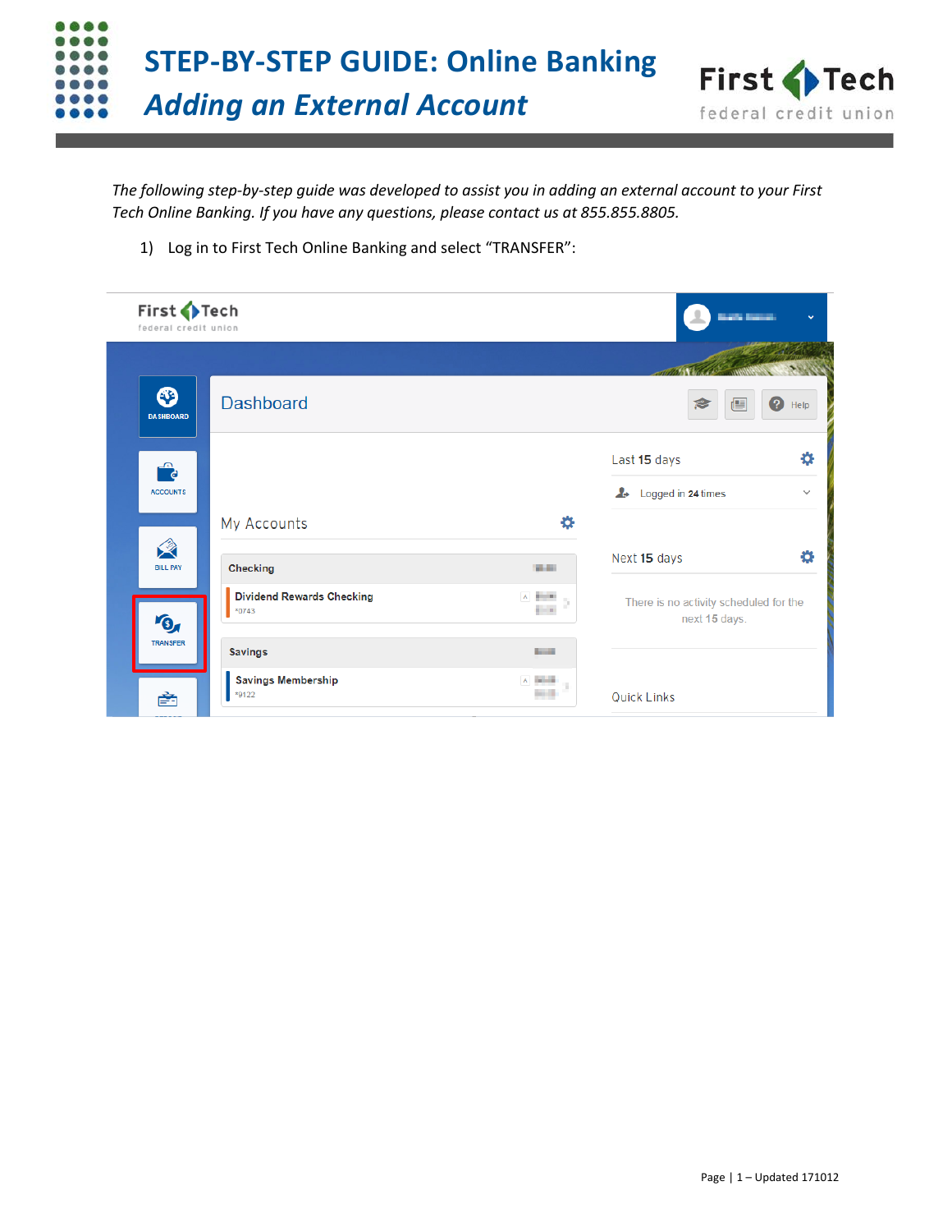# STEP-BY-STEP GUIDE: Online Banking

## *Adding an External Account*

*The following step-by-step guide was developed to assist you in adding an external account to your First Tech Online Banking. If you have any questions, please contact us at 855.855.8805.*

1) Log in to First Tech Online Banking and select “TRANSFER”: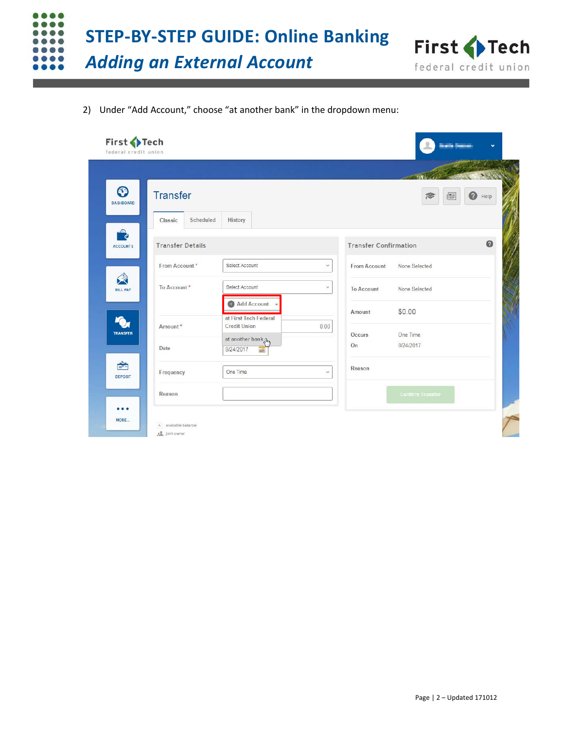2) Under "Add Account," choose "at another bank" in the dropdown menu:

First Tech federal credit union

Transfer

Classic | Scheduled | History

Transfer Details

From Account * Select Account

To Account * Select Account

Add Account

at First Tech Federal Credit Union

at another bank

Amount * 0.00

Date 8/24/2017

Frequency One Time

Reason

Transfer Confirmation

| | |
|---|---|
| From Account | None Selected |
| To Account | None Selected |
| Amount | $0.00 |
| Occurs | One Time |
| On | 8/24/2017 |
| Reason | |

Confirm Transfer

available balance

joint owner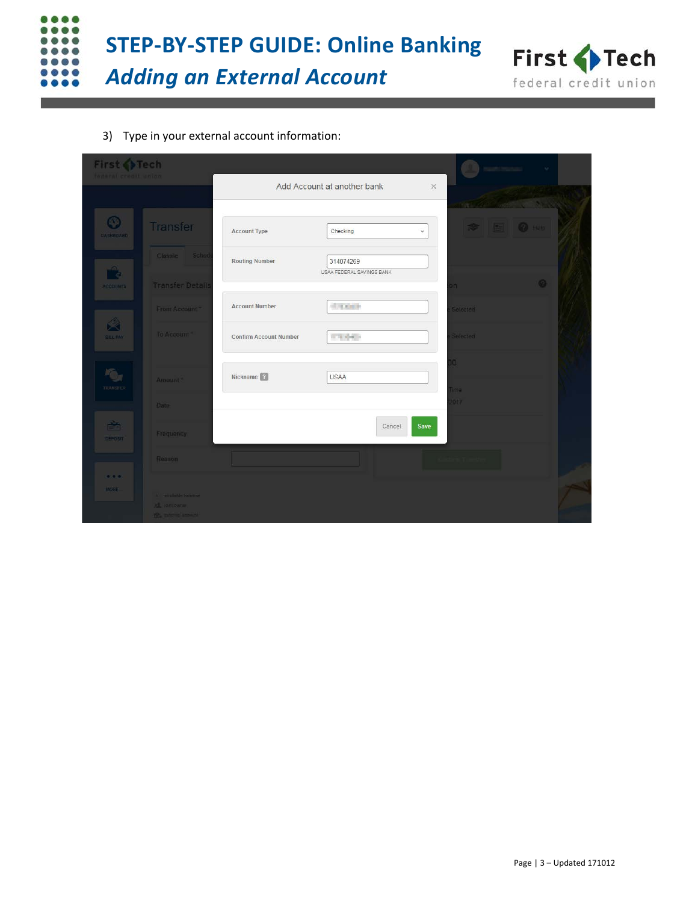# STEP-BY-STEP GUIDE: Online Banking

## *Adding an External Account*

3) Type in your external account information: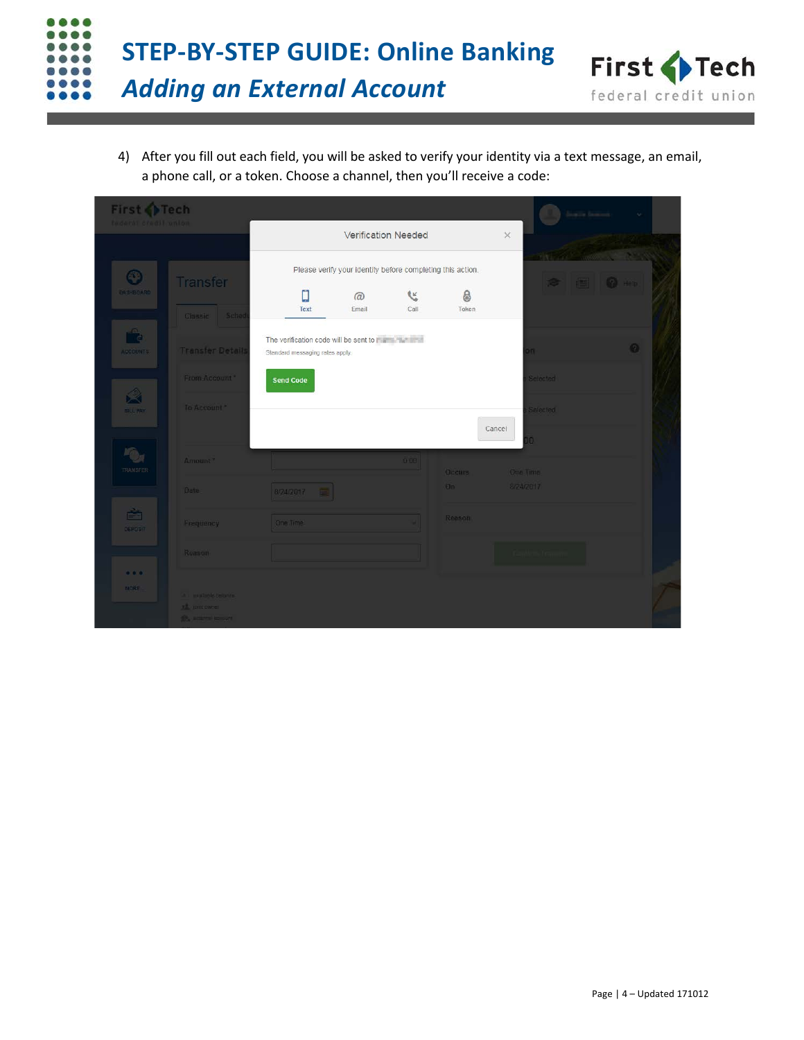4) After you fill out each field, you will be asked to verify your identity via a text message, an email, a phone call, or a token. Choose a channel, then you'll receive a code: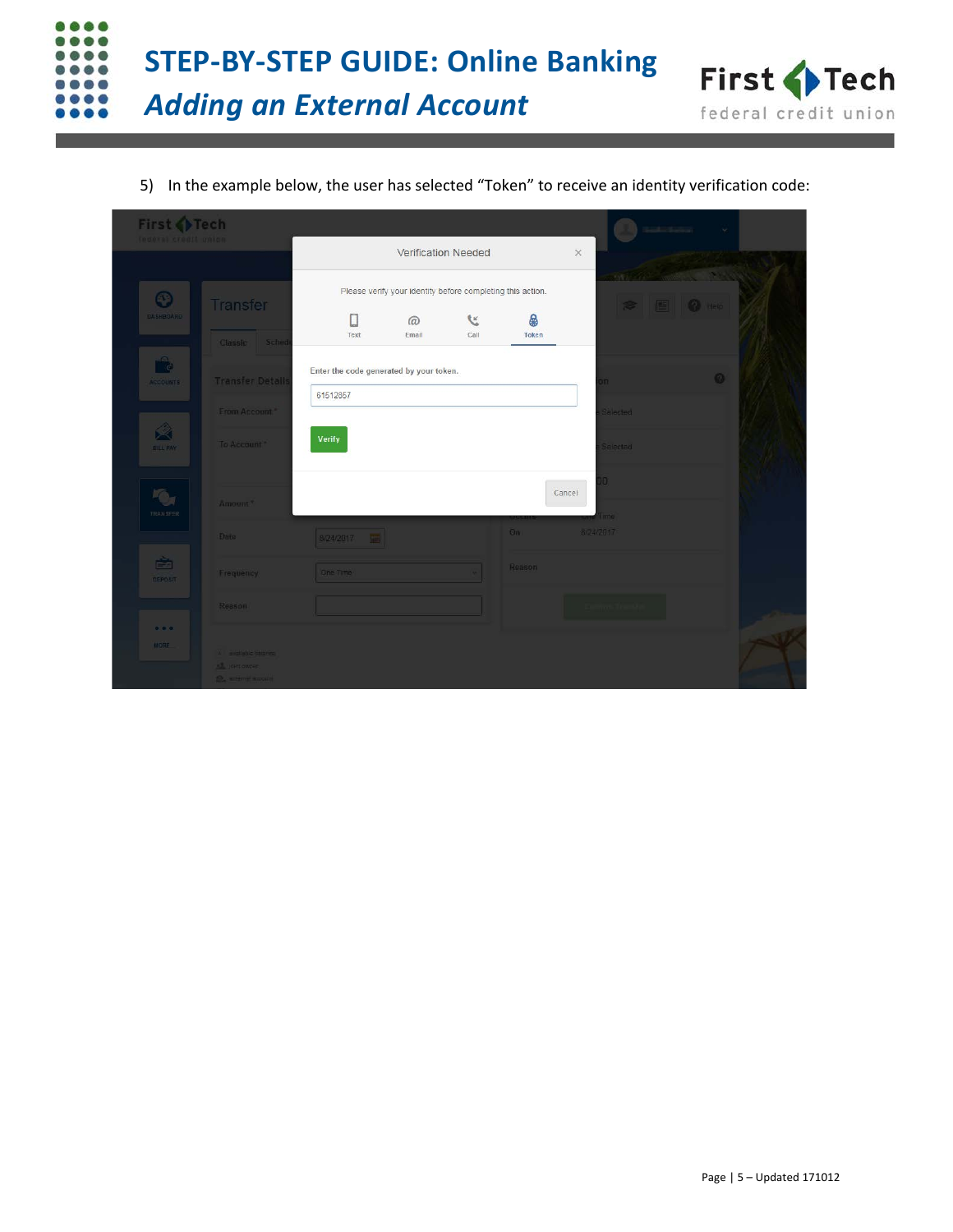5) In the example below, the user has selected “Token” to receive an identity verification code:

Verification Needed

Please verify your identity before completing this action.

Text | Email | Call | Token

Enter the code generated by your token.

61512857

Verify

Cancel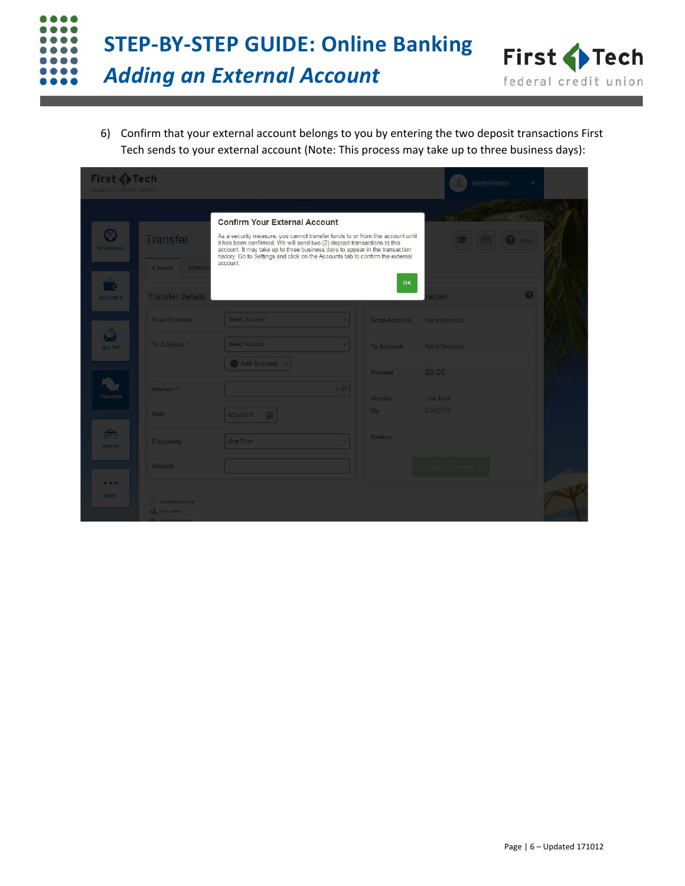6) Confirm that your external account belongs to you by entering the two deposit transactions First Tech sends to your external account (Note: This process may take up to three business days):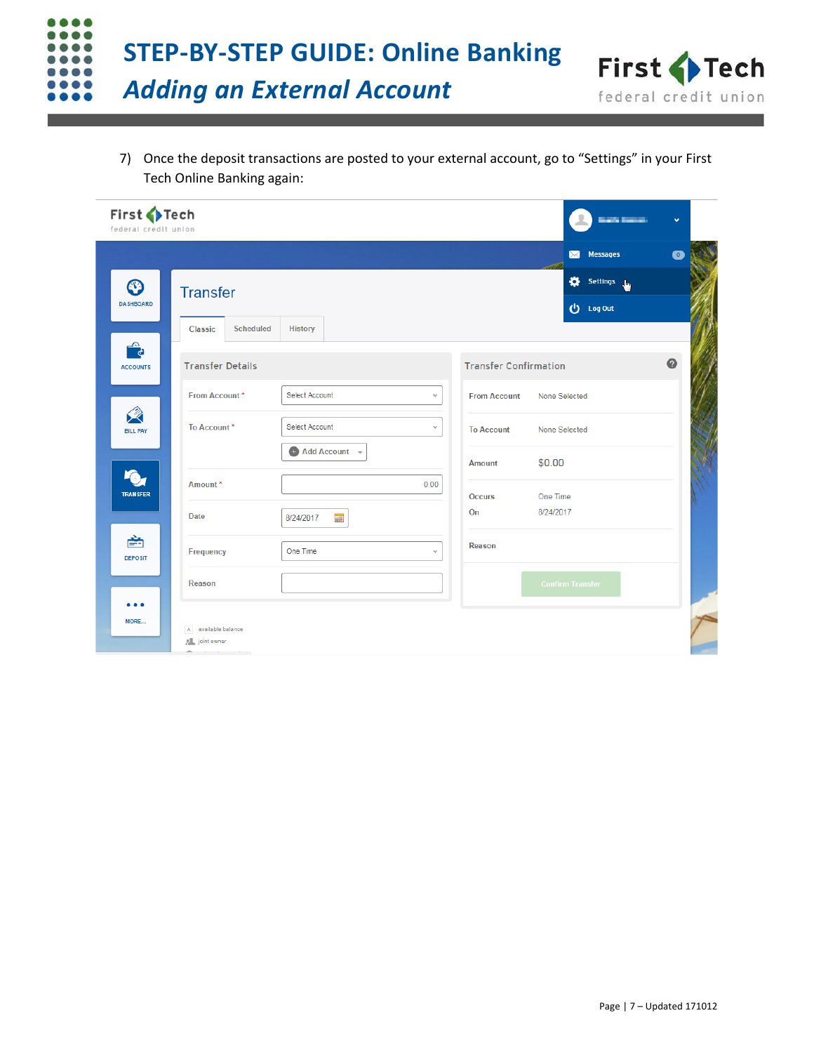7) Once the deposit transactions are posted to your external account, go to “Settings” in your First Tech Online Banking again:

First Tech federal credit union

Messages 0

Settings

Log Out

DASHBOARD

ACCOUNTS

BILL PAY

TRANSFER

DEPOSIT

MORE...

Transfer

Classic | Scheduled | History

Transfer Details

| | |
|---|---|
| From Account * | Select Account |
| To Account * | Select Account |
| | Add Account |
| Amount * | 0.00 |
| Date | 8/24/2017 |
| Frequency | One Time |
| Reason | |

Transfer Confirmation

| | |
|---|---|
| From Account | None Selected |
| To Account | None Selected |
| Amount | $0.00 |
| Occurs | One Time |
| On | 8/24/2017 |
| Reason | |

Confirm Transfer

available balance

joint owner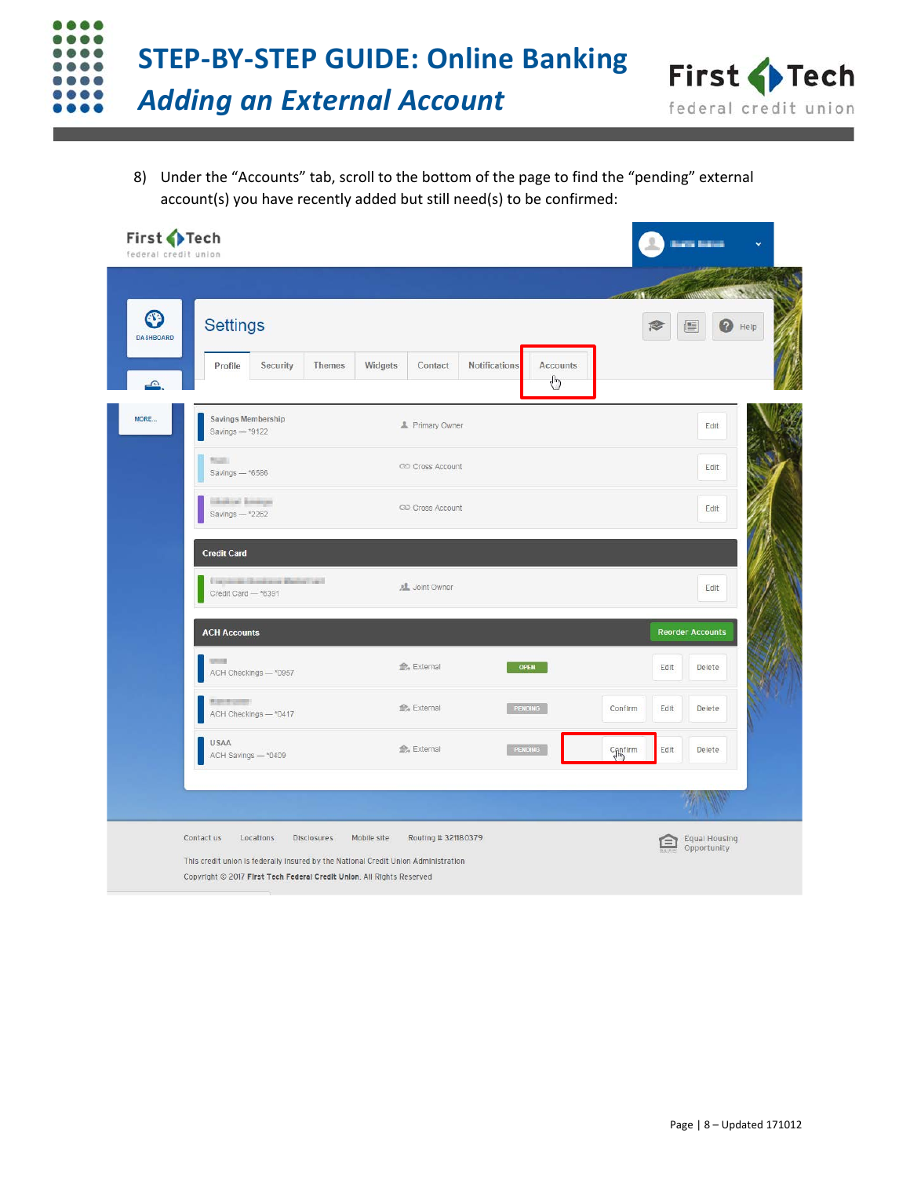8) Under the "Accounts" tab, scroll to the bottom of the page to find the "pending" external account(s) you have recently added but still need(s) to be confirmed:

Settings

Profile | Security | Themes | Widgets | Contact | Notifications | Accounts

| Account | Type | Status | Actions |
|---|---|---|---|
| Savings Membership<br>Savings — *9122 | Primary Owner | | Edit |
| Savings — *6586 | Cross Account | | Edit |
| Savings — *2262 | Cross Account | | Edit |
| **Credit Card** | | | |
| Credit Card — *6391 | Joint Owner | | Edit |
| **ACH Accounts** | | | Reorder Accounts |
| ACH Checkings — *0957 | External | OPEN | Edit, Delete |
| ACH Checkings — *0417 | External | PENDING | Confirm, Edit, Delete |
| USAA<br>ACH Savings — *0409 | External | PENDING | Confirm, Edit, Delete |

Contact us | Locations | Disclosures | Mobile site | Routing # 321180379

This credit union is federally insured by the National Credit Union Administration

Copyright © 2017 First Tech Federal Credit Union. All Rights Reserved

Equal Housing Opportunity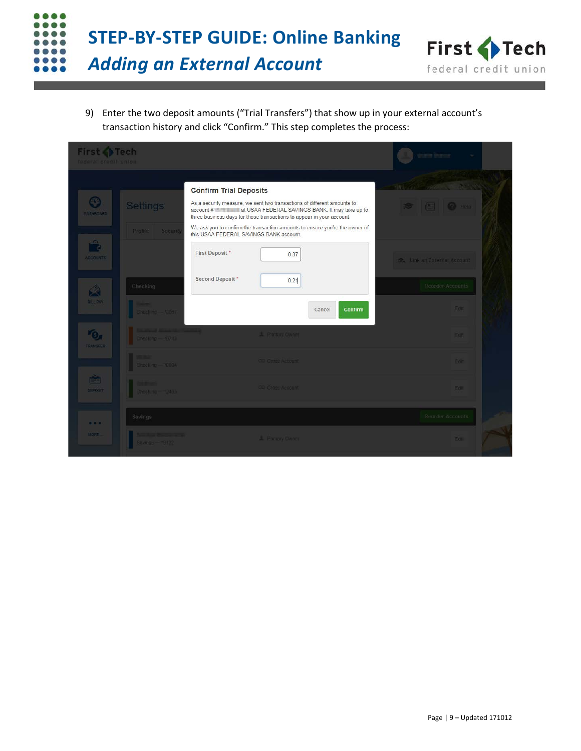# STEP-BY-STEP GUIDE: Online Banking

## *Adding an External Account*

9) Enter the two deposit amounts ("Trial Transfers") that show up in your external account's transaction history and click "Confirm." This step completes the process: